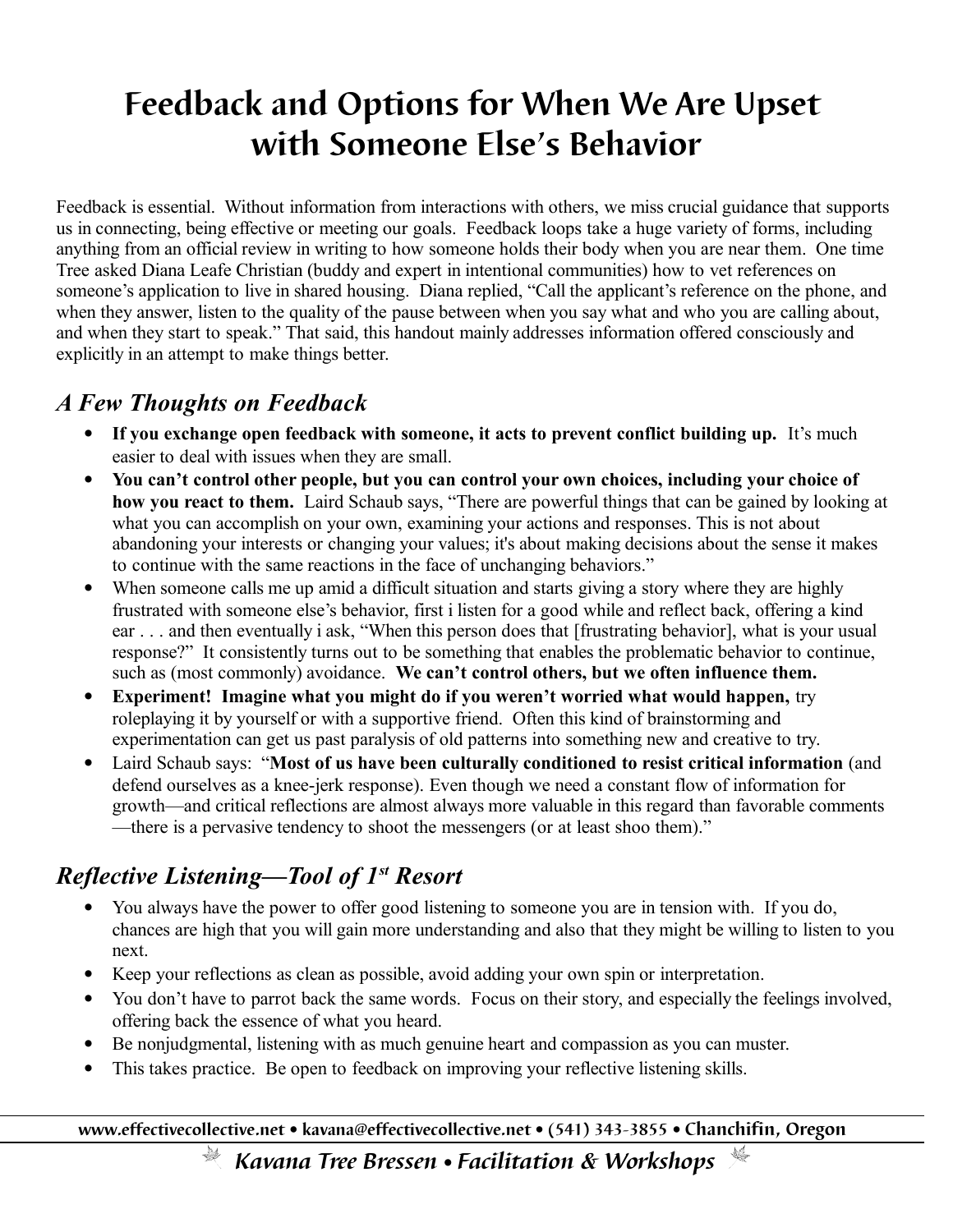# Feedback and Options for When We Are Upset with Someone Else's Behavior

Feedback is essential. Without information from interactions with others, we miss crucial guidance that supports us in connecting, being effective or meeting our goals. Feedback loops take a huge variety of forms, including anything from an official review in writing to how someone holds their body when you are near them. One time Tree asked Diana Leafe Christian (buddy and expert in intentional communities) how to vet references on someone's application to live in shared housing. Diana replied, "Call the applicant's reference on the phone, and when they answer, listen to the quality of the pause between when you say what and who you are calling about, and when they start to speak." That said, this handout mainly addresses information offered consciously and explicitly in an attempt to make things better.

## *A Few Thoughts on Feedback*

- **If you exchange open feedback with someone, it acts to prevent conflict building up.** It's much easier to deal with issues when they are small.
- **You can't control other people, but you can control your own choices, including your choice of how you react to them.** Laird Schaub says, "There are powerful things that can be gained by looking at what you can accomplish on your own, examining your actions and responses. This is not about abandoning your interests or changing your values; it's about making decisions about the sense it makes to continue with the same reactions in the face of unchanging behaviors."
- When someone calls me up amid a difficult situation and starts giving a story where they are highly frustrated with someone else's behavior, first i listen for a good while and reflect back, offering a kind ear . . . and then eventually i ask, "When this person does that [frustrating behavior], what is your usual response?" It consistently turns out to be something that enables the problematic behavior to continue, such as (most commonly) avoidance. **We can't control others, but we often influence them.**
- **Experiment! Imagine what you might do if you weren't worried what would happen,** try roleplaying it by yourself or with a supportive friend. Often this kind of brainstorming and experimentation can get us past paralysis of old patterns into something new and creative to try.
- Laird Schaub says: "**Most of us have been culturally conditioned to resist critical information** (and defend ourselves as a knee-jerk response). Even though we need a constant flow of information for growth—and critical reflections are almost always more valuable in this regard than favorable comments—there is a pervasive tendency to shoot the messengers (or at least shoo them)."

## *Reflective Listening—Tool of 1st Resort*

- You always have the power to offer good listening to someone you are in tension with. If you do, chances are high that you will gain more understanding and also that they might be willing to listen to you next.
- Keep your reflections as clean as possible, avoid adding your own spin or interpretation.
- You don't have to parrot back the same words. Focus on their story, and especially the feelings involved, offering back the essence of what you heard.
- Be nonjudgmental, listening with as much genuine heart and compassion as you can muster.
- This takes practice. Be open to feedback on improving your reflective listening skills.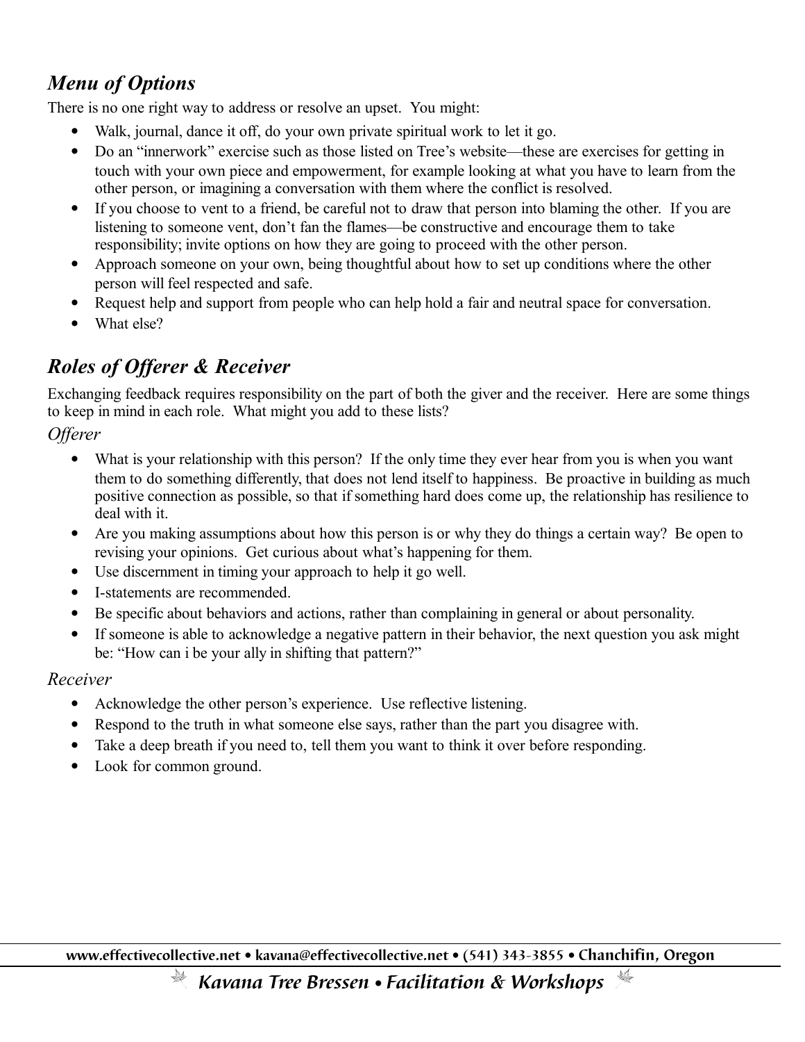## *Menu of Options*

There is no one right way to address or resolve an upset. You might:

- Walk, journal, dance it off, do your own private spiritual work to let it go.
- Do an "innerwork" exercise such as those listed on Tree's website—these are exercises for getting in touch with your own piece and empowerment, for example looking at what you have to learn from the other person, or imagining a conversation with them where the conflict is resolved.
- If you choose to vent to a friend, be careful not to draw that person into blaming the other. If you are listening to someone vent, don't fan the flames—be constructive and encourage them to take responsibility; invite options on how they are going to proceed with the other person.
- Approach someone on your own, being thoughtful about how to set up conditions where the other person will feel respected and safe.
- Request help and support from people who can help hold a fair and neutral space for conversation.
- What else?

## *Roles of Offerer & Receiver*

Exchanging feedback requires responsibility on the part of both the giver and the receiver. Here are some things to keep in mind in each role. What might you add to these lists?

### *Offerer*

- What is your relationship with this person? If the only time they ever hear from you is when you want them to do something differently, that does not lend itself to happiness. Be proactive in building as much positive connection as possible, so that if something hard does come up, the relationship has resilience to deal with it.
- Are you making assumptions about how this person is or why they do things a certain way? Be open to revising your opinions. Get curious about what's happening for them.
- Use discernment in timing your approach to help it go well.
- I-statements are recommended.
- Be specific about behaviors and actions, rather than complaining in general or about personality.
- If someone is able to acknowledge a negative pattern in their behavior, the next question you ask might be: "How can i be your ally in shifting that pattern?"

### *Receiver*

- Acknowledge the other person's experience. Use reflective listening.
- Respond to the truth in what someone else says, rather than the part you disagree with.
- Take a deep breath if you need to, tell them you want to think it over before responding.
- Look for common ground.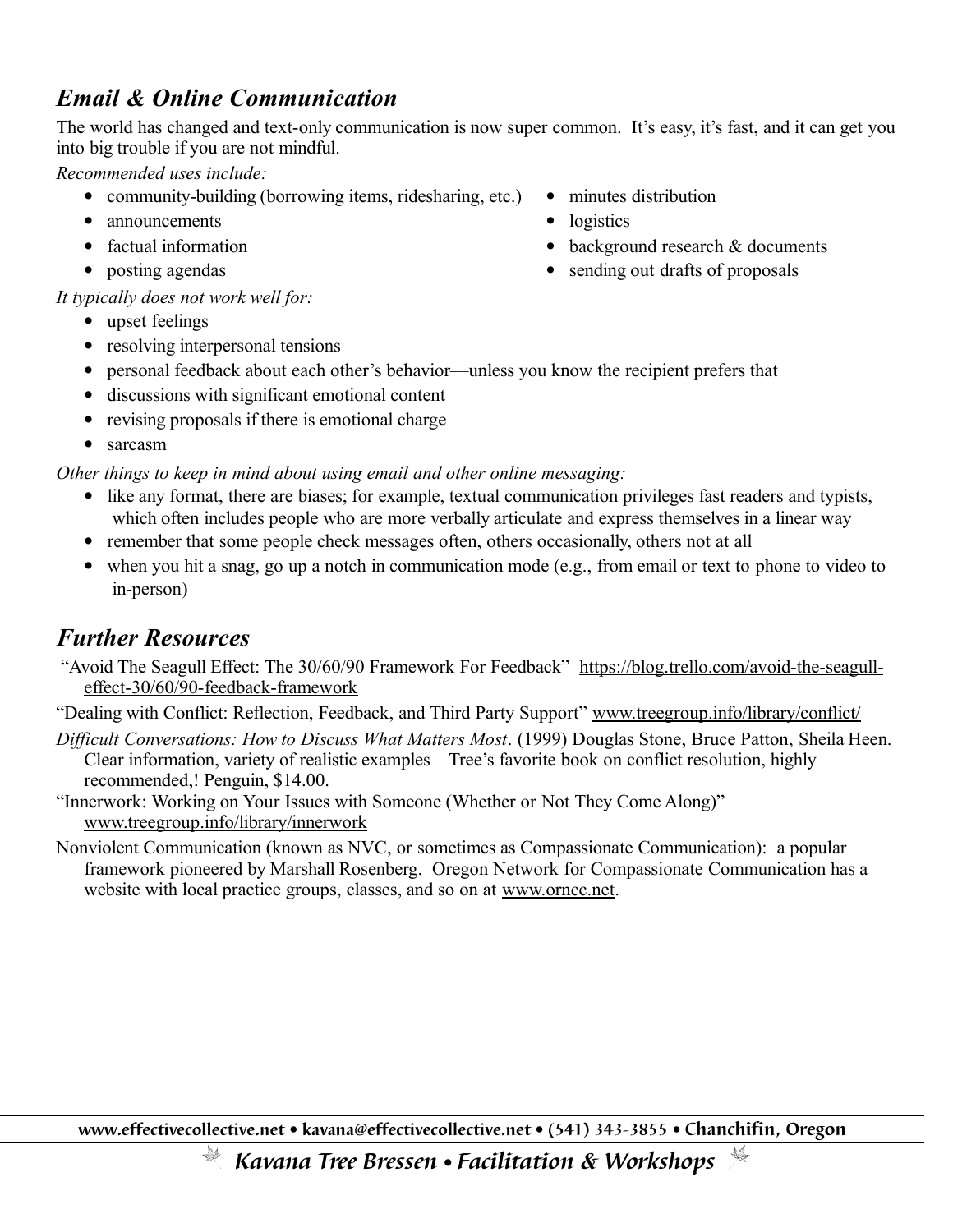## *Email & Online Communication*

The world has changed and text-only communication is now super common. It's easy, it's fast, and it can get you into big trouble if you are not mindful.

*Recommended uses include:*

- community-building (borrowing items, ridesharing, etc.)
- announcements
- factual information
- posting agendas
- minutes distribution
- logistics
- background research & documents
- sending out drafts of proposals

*It typically does not work well for:*

- upset feelings
- resolving interpersonal tensions
- personal feedback about each other's behavior—unless you know the recipient prefers that
- discussions with significant emotional content
- revising proposals if there is emotional charge
- sarcasm

*Other things to keep in mind about using email and other online messaging:*

- like any format, there are biases; for example, textual communication privileges fast readers and typists, which often includes people who are more verbally articulate and express themselves in a linear way
- remember that some people check messages often, others occasionally, others not at all
- when you hit a snag, go up a notch in communication mode (e.g., from email or text to phone to video to in-person)

## *Further Resources*

"Avoid The Seagull Effect: The 30/60/90 Framework For Feedback" https://blog.trello.com/avoid-the-seagull-effect-30/60/90-feedback-framework

"Dealing with Conflict: Reflection, Feedback, and Third Party Support" www.treegroup.info/library/conflict/

*Difficult Conversations: How to Discuss What Matters Most*. (1999) Douglas Stone, Bruce Patton, Sheila Heen. Clear information, variety of realistic examples—Tree's favorite book on conflict resolution, highly recommended,! Penguin, $14.00.

"Innerwork: Working on Your Issues with Someone (Whether or Not They Come Along)" www.treegroup.info/library/innerwork

Nonviolent Communication (known as NVC, or sometimes as Compassionate Communication): a popular framework pioneered by Marshall Rosenberg. Oregon Network for Compassionate Communication has a website with local practice groups, classes, and so on at www.orncc.net.